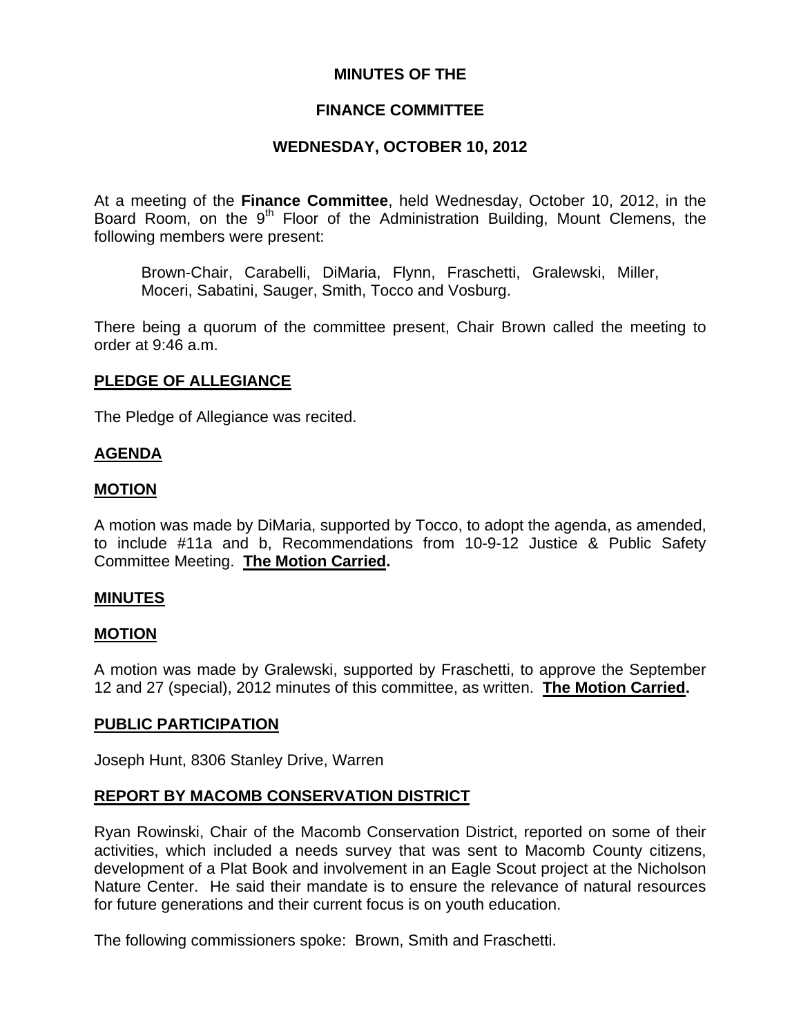# MINUTES OF THE

# FINANCE COMMITTEE

## WEDNESDAY, OCTOBER 10, 2012

At a meeting of the **Finance Committee**, held Wednesday, October 10, 2012, in the Board Room, on the 9th Floor of the Administration Building, Mount Clemens, the following members were present:

> Brown-Chair, Carabelli, DiMaria, Flynn, Fraschetti, Gralewski, Miller, Moceri, Sabatini, Sauger, Smith, Tocco and Vosburg.

There being a quorum of the committee present, Chair Brown called the meeting to order at 9:46 a.m.

### PLEDGE OF ALLEGIANCE

The Pledge of Allegiance was recited.

### AGENDA

### MOTION

A motion was made by DiMaria, supported by Tocco, to adopt the agenda, as amended, to include #11a and b, Recommendations from 10-9-12 Justice & Public Safety Committee Meeting. **The Motion Carried.**

### MINUTES

### MOTION

A motion was made by Gralewski, supported by Fraschetti, to approve the September 12 and 27 (special), 2012 minutes of this committee, as written. **The Motion Carried.**

### PUBLIC PARTICIPATION

Joseph Hunt, 8306 Stanley Drive, Warren

### REPORT BY MACOMB CONSERVATION DISTRICT

Ryan Rowinski, Chair of the Macomb Conservation District, reported on some of their activities, which included a needs survey that was sent to Macomb County citizens, development of a Plat Book and involvement in an Eagle Scout project at the Nicholson Nature Center. He said their mandate is to ensure the relevance of natural resources for future generations and their current focus is on youth education.

The following commissioners spoke: Brown, Smith and Fraschetti.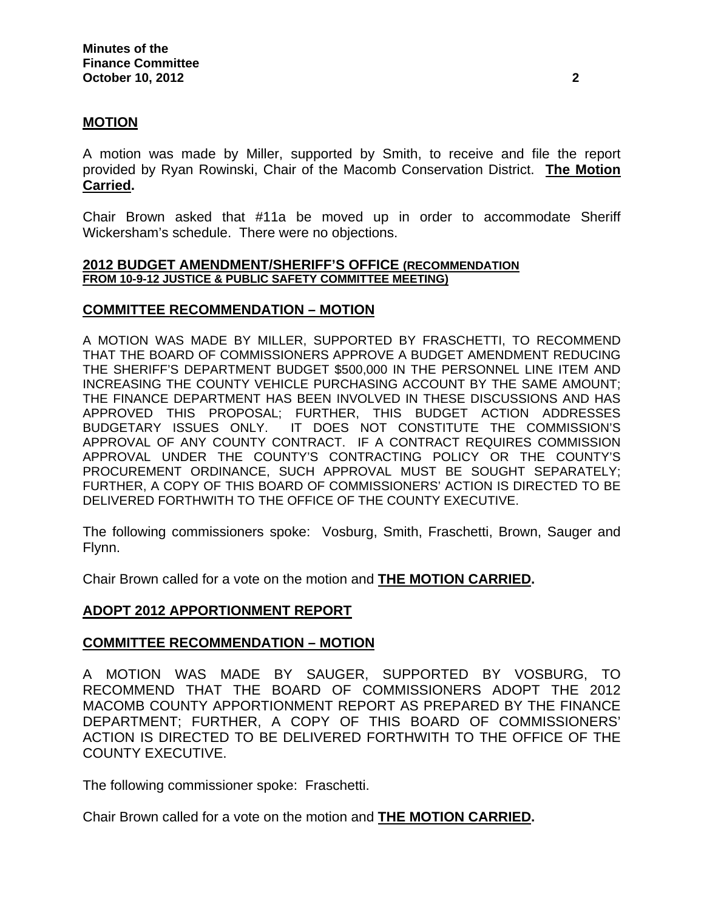## MOTION

A motion was made by Miller, supported by Smith, to receive and file the report provided by Ryan Rowinski, Chair of the Macomb Conservation District. **The Motion Carried.**

Chair Brown asked that #11a be moved up in order to accommodate Sheriff Wickersham's schedule. There were no objections.

## 2012 BUDGET AMENDMENT/SHERIFF'S OFFICE (RECOMMENDATION FROM 10-9-12 JUSTICE & PUBLIC SAFETY COMMITTEE MEETING)

## COMMITTEE RECOMMENDATION – MOTION

A MOTION WAS MADE BY MILLER, SUPPORTED BY FRASCHETTI, TO RECOMMEND THAT THE BOARD OF COMMISSIONERS APPROVE A BUDGET AMENDMENT REDUCING THE SHERIFF'S DEPARTMENT BUDGET $500,000 IN THE PERSONNEL LINE ITEM AND INCREASING THE COUNTY VEHICLE PURCHASING ACCOUNT BY THE SAME AMOUNT; THE FINANCE DEPARTMENT HAS BEEN INVOLVED IN THESE DISCUSSIONS AND HAS APPROVED THIS PROPOSAL; FURTHER, THIS BUDGET ACTION ADDRESSES BUDGETARY ISSUES ONLY. IT DOES NOT CONSTITUTE THE COMMISSION'S APPROVAL OF ANY COUNTY CONTRACT. IF A CONTRACT REQUIRES COMMISSION APPROVAL UNDER THE COUNTY'S CONTRACTING POLICY OR THE COUNTY'S PROCUREMENT ORDINANCE, SUCH APPROVAL MUST BE SOUGHT SEPARATELY; FURTHER, A COPY OF THIS BOARD OF COMMISSIONERS' ACTION IS DIRECTED TO BE DELIVERED FORTHWITH TO THE OFFICE OF THE COUNTY EXECUTIVE.

The following commissioners spoke: Vosburg, Smith, Fraschetti, Brown, Sauger and Flynn.

Chair Brown called for a vote on the motion and **THE MOTION CARRIED.**

## ADOPT 2012 APPORTIONMENT REPORT

## COMMITTEE RECOMMENDATION – MOTION

A MOTION WAS MADE BY SAUGER, SUPPORTED BY VOSBURG, TO RECOMMEND THAT THE BOARD OF COMMISSIONERS ADOPT THE 2012 MACOMB COUNTY APPORTIONMENT REPORT AS PREPARED BY THE FINANCE DEPARTMENT; FURTHER, A COPY OF THIS BOARD OF COMMISSIONERS' ACTION IS DIRECTED TO BE DELIVERED FORTHWITH TO THE OFFICE OF THE COUNTY EXECUTIVE.

The following commissioner spoke: Fraschetti.

Chair Brown called for a vote on the motion and **THE MOTION CARRIED.**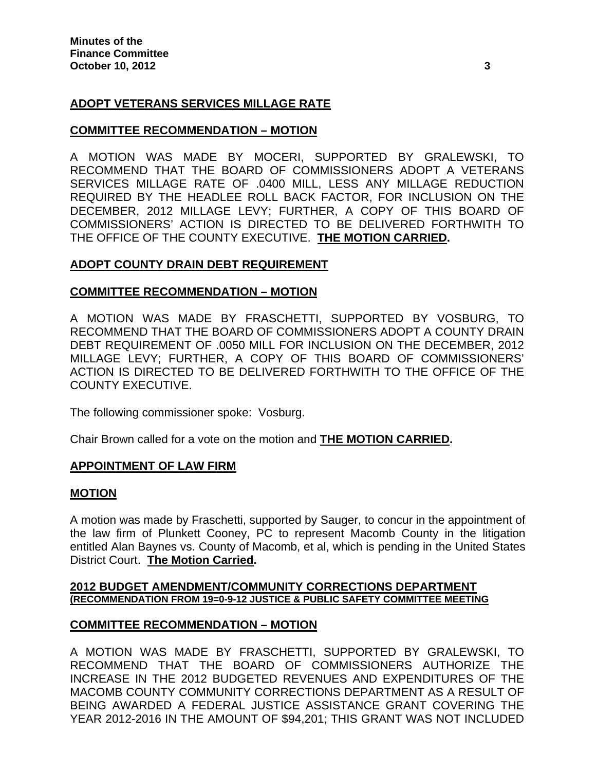## ADOPT VETERANS SERVICES MILLAGE RATE

### COMMITTEE RECOMMENDATION – MOTION

A MOTION WAS MADE BY MOCERI, SUPPORTED BY GRALEWSKI, TO RECOMMEND THAT THE BOARD OF COMMISSIONERS ADOPT A VETERANS SERVICES MILLAGE RATE OF .0400 MILL, LESS ANY MILLAGE REDUCTION REQUIRED BY THE HEADLEE ROLL BACK FACTOR, FOR INCLUSION ON THE DECEMBER, 2012 MILLAGE LEVY; FURTHER, A COPY OF THIS BOARD OF COMMISSIONERS' ACTION IS DIRECTED TO BE DELIVERED FORTHWITH TO THE OFFICE OF THE COUNTY EXECUTIVE. **THE MOTION CARRIED.**

## ADOPT COUNTY DRAIN DEBT REQUIREMENT

### COMMITTEE RECOMMENDATION – MOTION

A MOTION WAS MADE BY FRASCHETTI, SUPPORTED BY VOSBURG, TO RECOMMEND THAT THE BOARD OF COMMISSIONERS ADOPT A COUNTY DRAIN DEBT REQUIREMENT OF .0050 MILL FOR INCLUSION ON THE DECEMBER, 2012 MILLAGE LEVY; FURTHER, A COPY OF THIS BOARD OF COMMISSIONERS' ACTION IS DIRECTED TO BE DELIVERED FORTHWITH TO THE OFFICE OF THE COUNTY EXECUTIVE.

The following commissioner spoke: Vosburg.

Chair Brown called for a vote on the motion and **THE MOTION CARRIED.**

## APPOINTMENT OF LAW FIRM

### MOTION

A motion was made by Fraschetti, supported by Sauger, to concur in the appointment of the law firm of Plunkett Cooney, PC to represent Macomb County in the litigation entitled Alan Baynes vs. County of Macomb, et al, which is pending in the United States District Court. **The Motion Carried.**

## 2012 BUDGET AMENDMENT/COMMUNITY CORRECTIONS DEPARTMENT
**(RECOMMENDATION FROM 19=0-9-12 JUSTICE & PUBLIC SAFETY COMMITTEE MEETING**

### COMMITTEE RECOMMENDATION – MOTION

A MOTION WAS MADE BY FRASCHETTI, SUPPORTED BY GRALEWSKI, TO RECOMMEND THAT THE BOARD OF COMMISSIONERS AUTHORIZE THE INCREASE IN THE 2012 BUDGETED REVENUES AND EXPENDITURES OF THE MACOMB COUNTY COMMUNITY CORRECTIONS DEPARTMENT AS A RESULT OF BEING AWARDED A FEDERAL JUSTICE ASSISTANCE GRANT COVERING THE YEAR 2012-2016 IN THE AMOUNT OF $94,201; THIS GRANT WAS NOT INCLUDED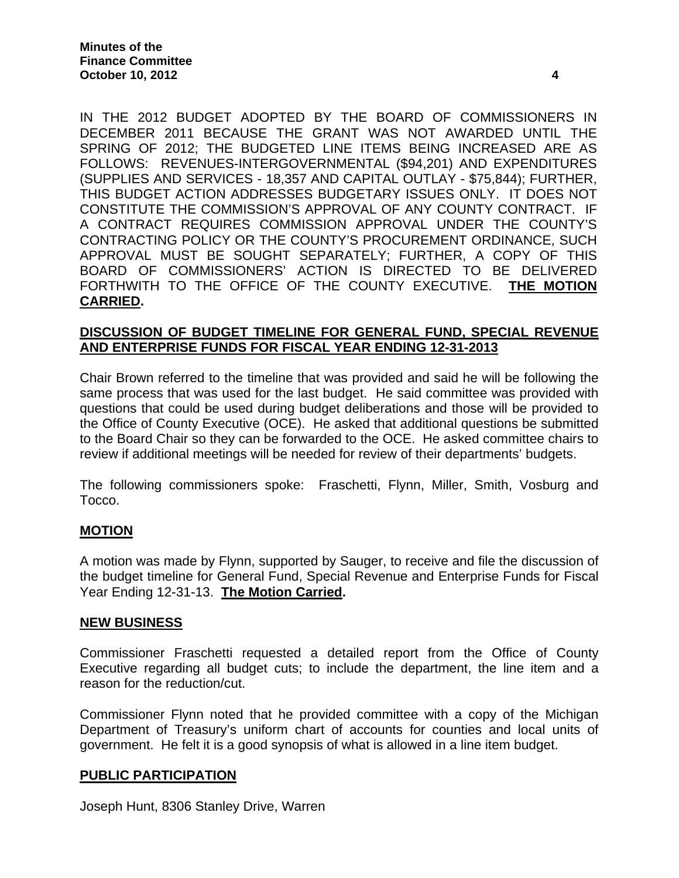IN THE 2012 BUDGET ADOPTED BY THE BOARD OF COMMISSIONERS IN DECEMBER 2011 BECAUSE THE GRANT WAS NOT AWARDED UNTIL THE SPRING OF 2012; THE BUDGETED LINE ITEMS BEING INCREASED ARE AS FOLLOWS: REVENUES-INTERGOVERNMENTAL ($94,201) AND EXPENDITURES (SUPPLIES AND SERVICES - 18,357 AND CAPITAL OUTLAY - $75,844); FURTHER, THIS BUDGET ACTION ADDRESSES BUDGETARY ISSUES ONLY. IT DOES NOT CONSTITUTE THE COMMISSION'S APPROVAL OF ANY COUNTY CONTRACT. IF A CONTRACT REQUIRES COMMISSION APPROVAL UNDER THE COUNTY'S CONTRACTING POLICY OR THE COUNTY'S PROCUREMENT ORDINANCE, SUCH APPROVAL MUST BE SOUGHT SEPARATELY; FURTHER, A COPY OF THIS BOARD OF COMMISSIONERS' ACTION IS DIRECTED TO BE DELIVERED FORTHWITH TO THE OFFICE OF THE COUNTY EXECUTIVE. **THE MOTION CARRIED.**

**DISCUSSION OF BUDGET TIMELINE FOR GENERAL FUND, SPECIAL REVENUE AND ENTERPRISE FUNDS FOR FISCAL YEAR ENDING 12-31-2013**

Chair Brown referred to the timeline that was provided and said he will be following the same process that was used for the last budget. He said committee was provided with questions that could be used during budget deliberations and those will be provided to the Office of County Executive (OCE). He asked that additional questions be submitted to the Board Chair so they can be forwarded to the OCE. He asked committee chairs to review if additional meetings will be needed for review of their departments' budgets.

The following commissioners spoke: Fraschetti, Flynn, Miller, Smith, Vosburg and Tocco.

**MOTION**

A motion was made by Flynn, supported by Sauger, to receive and file the discussion of the budget timeline for General Fund, Special Revenue and Enterprise Funds for Fiscal Year Ending 12-31-13. **The Motion Carried.**

**NEW BUSINESS**

Commissioner Fraschetti requested a detailed report from the Office of County Executive regarding all budget cuts; to include the department, the line item and a reason for the reduction/cut.

Commissioner Flynn noted that he provided committee with a copy of the Michigan Department of Treasury's uniform chart of accounts for counties and local units of government. He felt it is a good synopsis of what is allowed in a line item budget.

**PUBLIC PARTICIPATION**

Joseph Hunt, 8306 Stanley Drive, Warren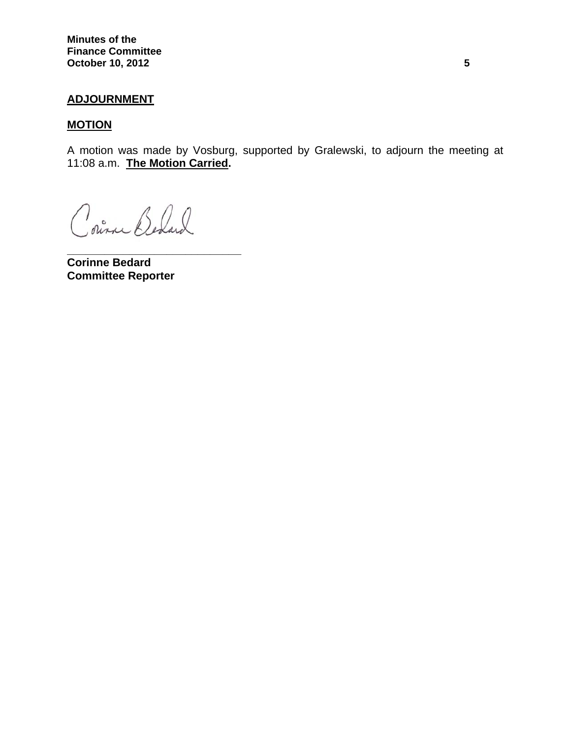## ADJOURNMENT

## MOTION

A motion was made by Vosburg, supported by Gralewski, to adjourn the meeting at 11:08 a.m. **The Motion Carried.**

______________________________
**Corinne Bedard**
**Committee Reporter**